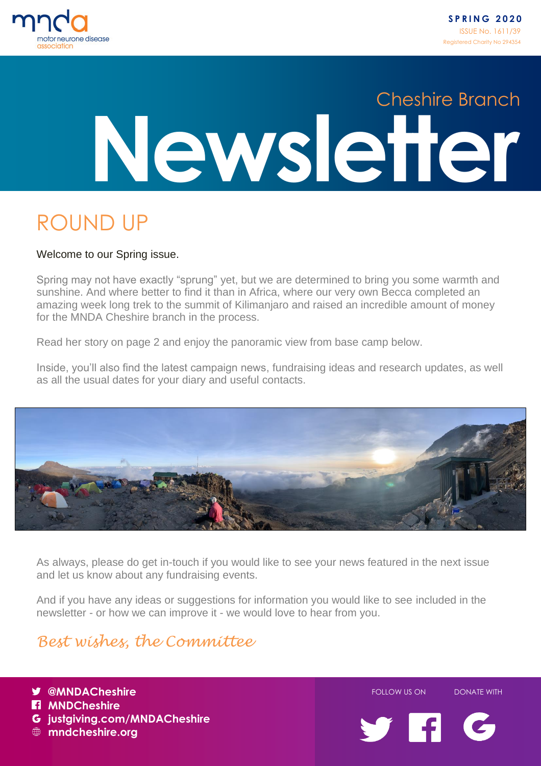motor neurone disease association

**SPRING 2020**
ISSUE No. 1611/39
Registered Charity No 294354

# Cheshire Branch Newsletter

## ROUND UP

Welcome to our Spring issue.

Spring may not have exactly "sprung" yet, but we are determined to bring you some warmth and sunshine. And where better to find it than in Africa, where our very own Becca completed an amazing week long trek to the summit of Kilimanjaro and raised an incredible amount of money for the MNDA Cheshire branch in the process.

Read her story on page 2 and enjoy the panoramic view from base camp below.

Inside, you'll also find the latest campaign news, fundraising ideas and research updates, as well as all the usual dates for your diary and useful contacts.

As always, please do get in-touch if you would like to see your news featured in the next issue and let us know about any fundraising events.

And if you have any ideas or suggestions for information you would like to see included in the newsletter - or how we can improve it - we would love to hear from you.

*Best wishes, the Committee*

- **@MNDACheshire**
- **MNDCheshire**
- **justgiving.com/MNDACheshire**
- **mndcheshire.org**

FOLLOW US ON DONATE WITH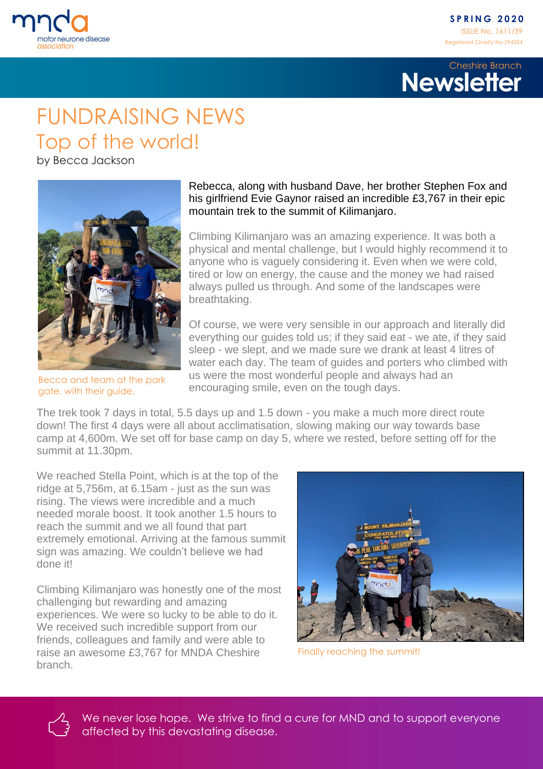# FUNDRAISING NEWS

## Top of the world!

by Becca Jackson

Becca and team at the park gate, with their guide.

**Rebecca, along with husband Dave, her brother Stephen Fox and his girlfriend Evie Gaynor raised an incredible £3,767 in their epic mountain trek to the summit of Kilimanjaro.**

Climbing Kilimanjaro was an amazing experience. It was both a physical and mental challenge, but I would highly recommend it to anyone who is vaguely considering it. Even when we were cold, tired or low on energy, the cause and the money we had raised always pulled us through. And some of the landscapes were breathtaking.

Of course, we were very sensible in our approach and literally did everything our guides told us; if they said eat - we ate, if they said sleep - we slept, and we made sure we drank at least 4 litres of water each day. The team of guides and porters who climbed with us were the most wonderful people and always had an encouraging smile, even on the tough days.

The trek took 7 days in total, 5.5 days up and 1.5 down - you make a much more direct route down! The first 4 days were all about acclimatisation, slowing making our way towards base camp at 4,600m. We set off for base camp on day 5, where we rested, before setting off for the summit at 11.30pm.

We reached Stella Point, which is at the top of the ridge at 5,756m, at 6.15am - just as the sun was rising. The views were incredible and a much needed morale boost. It took another 1.5 hours to reach the summit and we all found that part extremely emotional. Arriving at the famous summit sign was amazing. We couldn't believe we had done it!

Climbing Kilimanjaro was honestly one of the most challenging but rewarding and amazing experiences. We were so lucky to be able to do it. We received such incredible support from our friends, colleagues and family and were able to raise an awesome £3,767 for MNDA Cheshire branch.

Finally reaching the summit!

We never lose hope. We strive to find a cure for MND and to support everyone affected by this devastating disease.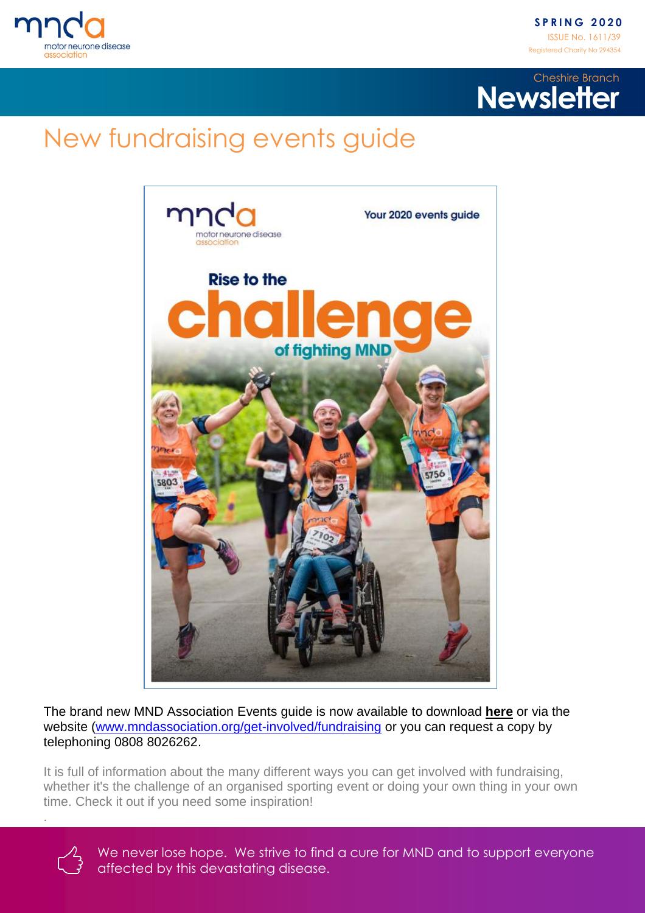# New fundraising events guide

The brand new MND Association Events guide is now available to download **here** or via the website (www.mndassociation.org/get-involved/fundraising) or you can request a copy by telephoning 0808 8026262.

It is full of information about the many different ways you can get involved with fundraising, whether it's the challenge of an organised sporting event or doing your own thing in your own time. Check it out if you need some inspiration!

We never lose hope. We strive to find a cure for MND and to support everyone affected by this devastating disease.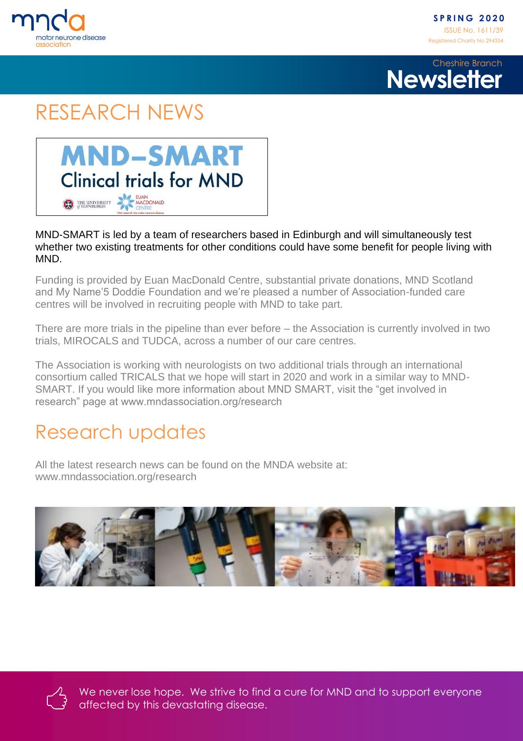# RESEARCH NEWS

MND-SMART is led by a team of researchers based in Edinburgh and will simultaneously test whether two existing treatments for other conditions could have some benefit for people living with MND.

Funding is provided by Euan MacDonald Centre, substantial private donations, MND Scotland and My Name'5 Doddie Foundation and we're pleased a number of Association-funded care centres will be involved in recruiting people with MND to take part.

There are more trials in the pipeline than ever before – the Association is currently involved in two trials, MIROCALS and TUDCA, across a number of our care centres.

The Association is working with neurologists on two additional trials through an international consortium called TRICALS that we hope will start in 2020 and work in a similar way to MND-SMART. If you would like more information about MND SMART, visit the "get involved in research" page at www.mndassociation.org/research

## Research updates

All the latest research news can be found on the MNDA website at: www.mndassociation.org/research

We never lose hope. We strive to find a cure for MND and to support everyone affected by this devastating disease.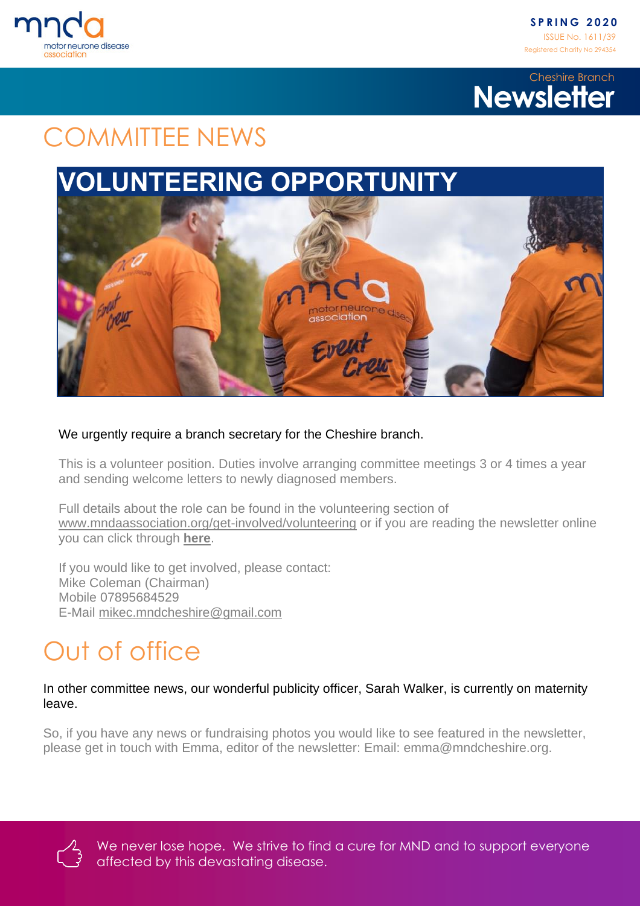# COMMITTEE NEWS

## VOLUNTEERING OPPORTUNITY

We urgently require a branch secretary for the Cheshire branch.

This is a volunteer position. Duties involve arranging committee meetings 3 or 4 times a year and sending welcome letters to newly diagnosed members.

Full details about the role can be found in the volunteering section of www.mndaassociation.org/get-involved/volunteering or if you are reading the newsletter online you can click through **here**.

If you would like to get involved, please contact:
Mike Coleman (Chairman)
Mobile 07895684529
E-Mail mikec.mndcheshire@gmail.com

# Out of office

In other committee news, our wonderful publicity officer, Sarah Walker, is currently on maternity leave.

So, if you have any news or fundraising photos you would like to see featured in the newsletter, please get in touch with Emma, editor of the newsletter: Email: emma@mndcheshire.org.

We never lose hope. We strive to find a cure for MND and to support everyone affected by this devastating disease.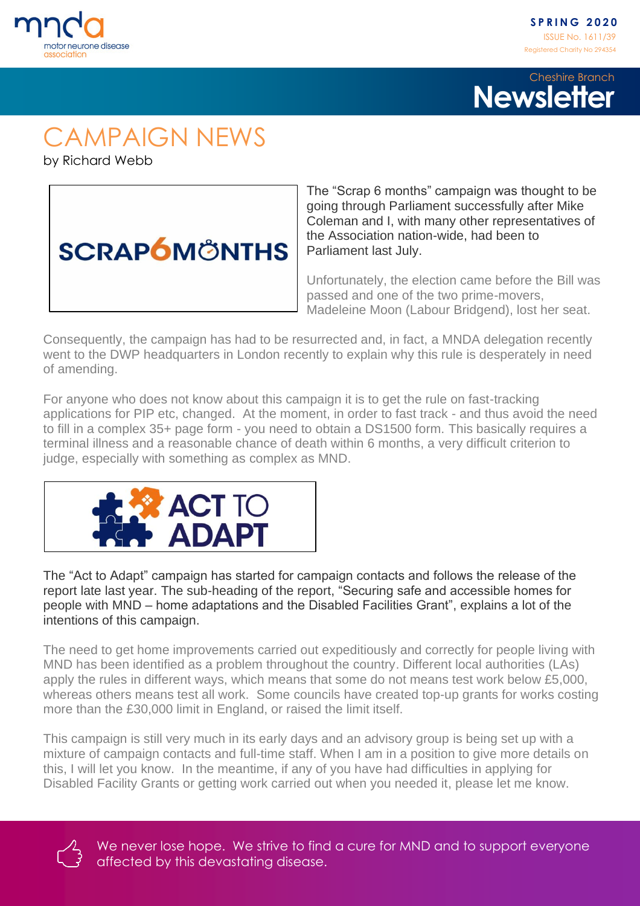# CAMPAIGN NEWS

by Richard Webb

SCRAP6MONTHS

The "Scrap 6 months" campaign was thought to be going through Parliament successfully after Mike Coleman and I, with many other representatives of the Association nation-wide, had been to Parliament last July.

Unfortunately, the election came before the Bill was passed and one of the two prime-movers, Madeleine Moon (Labour Bridgend), lost her seat.

Consequently, the campaign has had to be resurrected and, in fact, a MNDA delegation recently went to the DWP headquarters in London recently to explain why this rule is desperately in need of amending.

For anyone who does not know about this campaign it is to get the rule on fast-tracking applications for PIP etc, changed. At the moment, in order to fast track - and thus avoid the need to fill in a complex 35+ page form - you need to obtain a DS1500 form. This basically requires a terminal illness and a reasonable chance of death within 6 months, a very difficult criterion to judge, especially with something as complex as MND.

ACT TO ADAPT

The "Act to Adapt" campaign has started for campaign contacts and follows the release of the report late last year. The sub-heading of the report, "Securing safe and accessible homes for people with MND – home adaptations and the Disabled Facilities Grant", explains a lot of the intentions of this campaign.

The need to get home improvements carried out expeditiously and correctly for people living with MND has been identified as a problem throughout the country. Different local authorities (LAs) apply the rules in different ways, which means that some do not means test work below £5,000, whereas others means test all work. Some councils have created top-up grants for works costing more than the £30,000 limit in England, or raised the limit itself.

This campaign is still very much in its early days and an advisory group is being set up with a mixture of campaign contacts and full-time staff. When I am in a position to give more details on this, I will let you know. In the meantime, if any of you have had difficulties in applying for Disabled Facility Grants or getting work carried out when you needed it, please let me know.

We never lose hope. We strive to find a cure for MND and to support everyone affected by this devastating disease.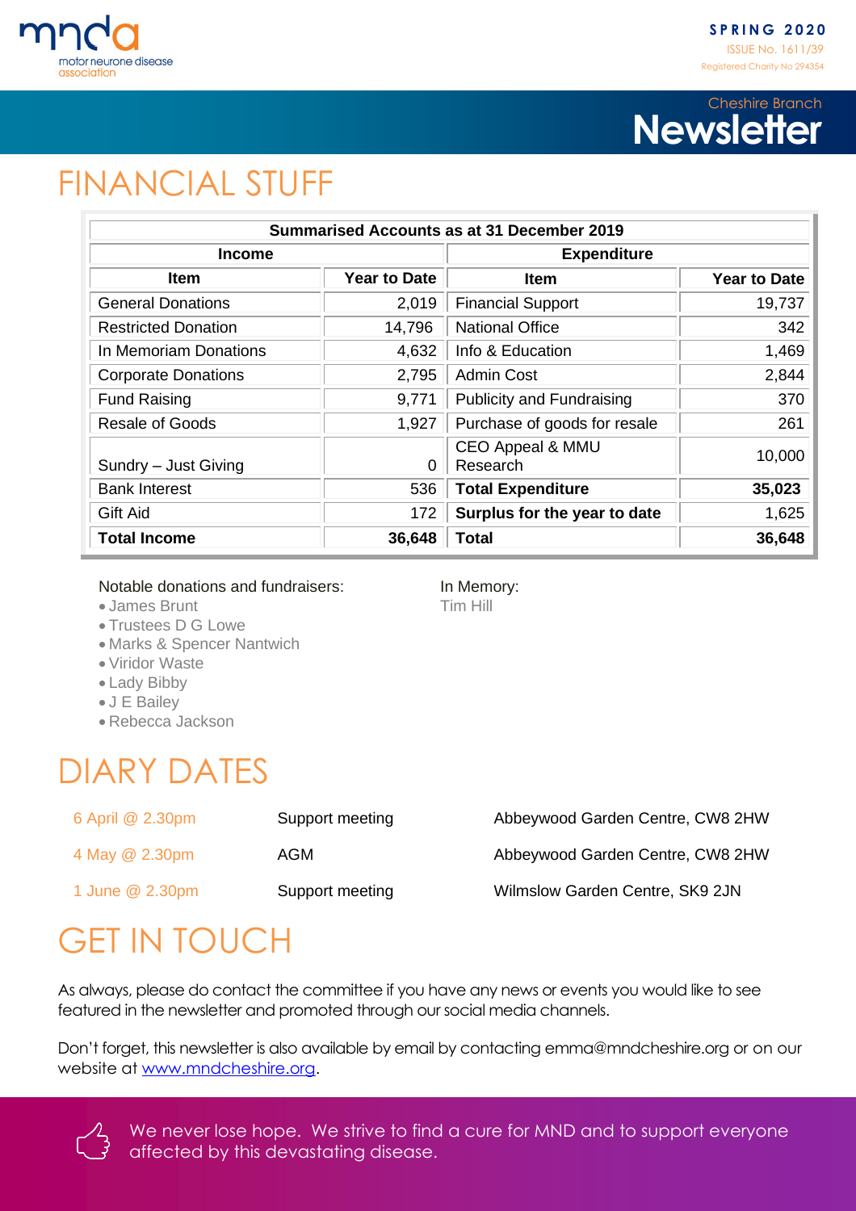# FINANCIAL STUFF

| Summarised Accounts as at 31 December 2019 | | | |
|---|---|---|---|
| **Income** | | **Expenditure** | |
| **Item** | **Year to Date** | **Item** | **Year to Date** |
| General Donations | 2,019 | Financial Support | 19,737 |
| Restricted Donation | 14,796 | National Office | 342 |
| In Memoriam Donations | 4,632 | Info & Education | 1,469 |
| Corporate Donations | 2,795 | Admin Cost | 2,844 |
| Fund Raising | 9,771 | Publicity and Fundraising | 370 |
| Resale of Goods | 1,927 | Purchase of goods for resale | 261 |
| Sundry – Just Giving | 0 | CEO Appeal & MMU Research | 10,000 |
| Bank Interest | 536 | **Total Expenditure** | **35,023** |
| Gift Aid | 172 | **Surplus for the year to date** | 1,625 |
| **Total Income** | **36,648** | **Total** | **36,648** |

Notable donations and fundraisers:

- James Brunt
- Trustees D G Lowe
- Marks & Spencer Nantwich
- Viridor Waste
- Lady Bibby
- J E Bailey
- Rebecca Jackson

In Memory:
Tim Hill

# DIARY DATES

| | | |
|---|---|---|
| 6 April @ 2.30pm | Support meeting | Abbeywood Garden Centre, CW8 2HW |
| 4 May @ 2.30pm | AGM | Abbeywood Garden Centre, CW8 2HW |
| 1 June @ 2.30pm | Support meeting | Wilmslow Garden Centre, SK9 2JN |

# GET IN TOUCH

As always, please do contact the committee if you have any news or events you would like to see featured in the newsletter and promoted through our social media channels.

Don't forget, this newsletter is also available by email by contacting emma@mndcheshire.org or on our website at [www.mndcheshire.org](http://www.mndcheshire.org).

We never lose hope. We strive to find a cure for MND and to support everyone affected by this devastating disease.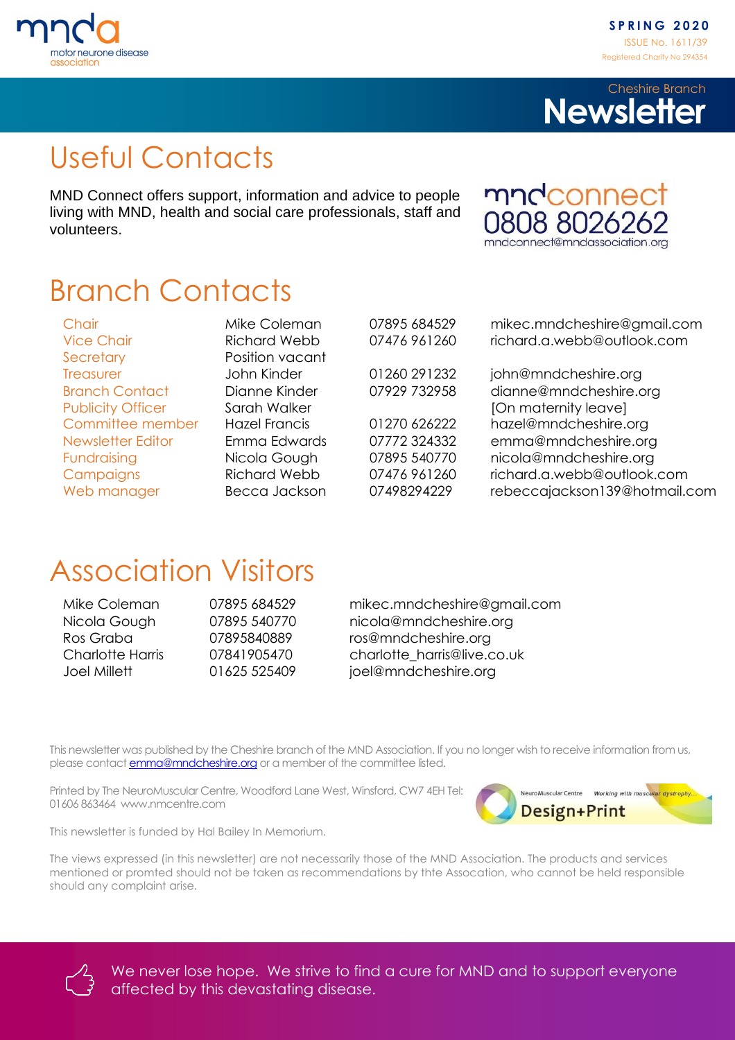# Useful Contacts

MND Connect offers support, information and advice to people living with MND, health and social care professionals, staff and volunteers.

mndconnect
0808 8026262
mndconnect@mndassociation.org

# Branch Contacts

| | | | |
|---|---|---|---|
| Chair | Mike Coleman | 07895 684529 | mikec.mndcheshire@gmail.com |
| Vice Chair | Richard Webb | 07476 961260 | richard.a.webb@outlook.com |
| Secretary | Position vacant | | |
| Treasurer | John Kinder | 01260 291232 | john@mndcheshire.org |
| Branch Contact | Dianne Kinder | 07929 732958 | dianne@mndcheshire.org |
| Publicity Officer | Sarah Walker | | [On maternity leave] |
| Committee member | Hazel Francis | 01270 626222 | hazel@mndcheshire.org |
| Newsletter Editor | Emma Edwards | 07772 324332 | emma@mndcheshire.org |
| Fundraising | Nicola Gough | 07895 540770 | nicola@mndcheshire.org |
| Campaigns | Richard Webb | 07476 961260 | richard.a.webb@outlook.com |
| Web manager | Becca Jackson | 07498294229 | rebeccajackson139@hotmail.com |

# Association Visitors

| | | |
|---|---|---|
| Mike Coleman | 07895 684529 | mikec.mndcheshire@gmail.com |
| Nicola Gough | 07895 540770 | nicola@mndcheshire.org |
| Ros Graba | 07895840889 | ros@mndcheshire.org |
| Charlotte Harris | 07841905470 | charlotte_harris@live.co.uk |
| Joel Millett | 01625 525409 | joel@mndcheshire.org |

This newsletter was published by the Cheshire branch of the MND Association. If you no longer wish to receive information from us, please contact emma@mndcheshire.org or a member of the committee listed.

Printed by The NeuroMuscular Centre, Woodford Lane West, Winsford, CW7 4EH Tel: 01606 863464 www.nmcentre.com

NeuroMuscular Centre Working with muscular dystrophy... Design+Print

This newsletter is funded by Hal Bailey In Memorium.

The views expressed (in this newsletter) are not necessarily those of the MND Association. The products and services mentioned or promted should not be taken as recommendations by thte Assocation, who cannot be held responsible should any complaint arise.

We never lose hope. We strive to find a cure for MND and to support everyone affected by this devastating disease.